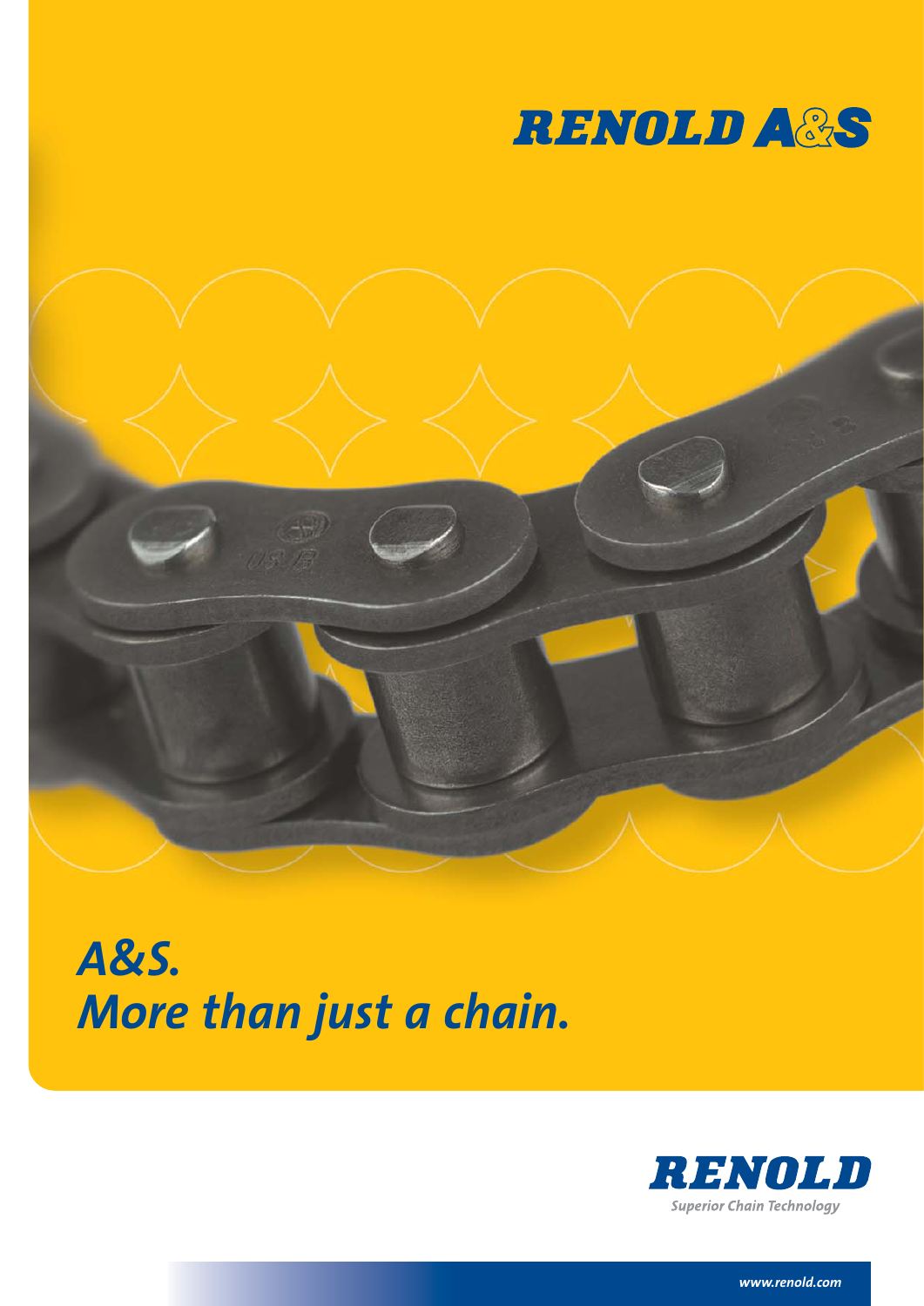# RENOLD A&S

## *A&S.*
## *More than just a chain.*

**RENOLD**

*Superior Chain Technology*

*www.renold.com*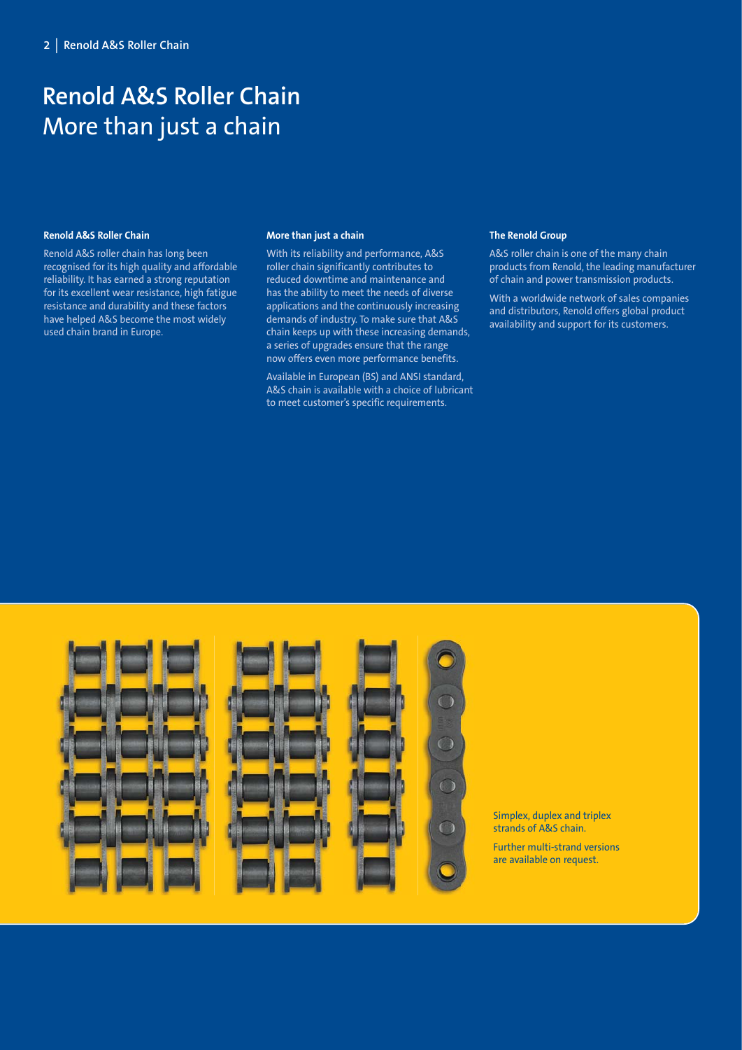# Renold A&S Roller Chain
## More than just a chain

### Renold A&S Roller Chain

Renold A&S roller chain has long been recognised for its high quality and affordable reliability. It has earned a strong reputation for its excellent wear resistance, high fatigue resistance and durability and these factors have helped A&S become the most widely used chain brand in Europe.

### More than just a chain

With its reliability and performance, A&S roller chain significantly contributes to reduced downtime and maintenance and has the ability to meet the needs of diverse applications and the continuously increasing demands of industry. To make sure that A&S chain keeps up with these increasing demands, a series of upgrades ensure that the range now offers even more performance benefits.

Available in European (BS) and ANSI standard, A&S chain is available with a choice of lubricant to meet customer's specific requirements.

### The Renold Group

A&S roller chain is one of the many chain products from Renold, the leading manufacturer of chain and power transmission products.

With a worldwide network of sales companies and distributors, Renold offers global product availability and support for its customers.

Simplex, duplex and triplex strands of A&S chain.

Further multi-strand versions are available on request.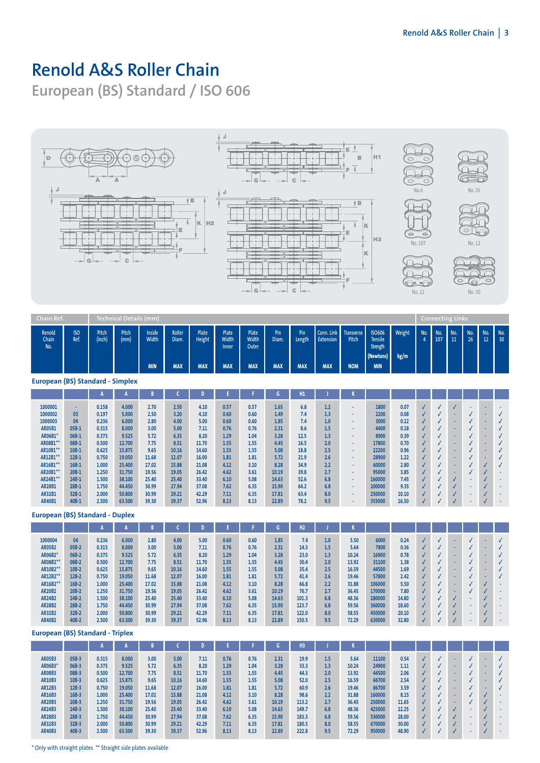# Renold A&S Roller Chain

## European (BS) Standard / ISO 606

### European (BS) Standard - Simplex

| Chain Ref. | | Technical Details (mm) | | | | | | | | | | | | | Connecting Links | | | | | |
|---|---|---|---|---|---|---|---|---|---|---|---|---|---|---|---|---|---|---|---|---|
| Renold Chain No. | ISO Ref. | Pitch (inch) | Pitch (mm) | Inside Width MIN | Roller Diam. MAX | Plate Height MAX | Plate Width Inner MAX | Plate Width Outer MAX | Pin Diam. MAX | Pin Length MAX | Conn. Link Extension MAX | Transverse Pitch NOM | ISO606 Tensile Strength (Newtons) MIN | Weight kg/m | No. 4 | No. 107 | No. 11 | No. 26 | No. 12 | No. 30 |
| | | A | A | B | C | D | E | F | G | H1 | J | K | | | | | | | | |
| 1000001 | - | 0.158 | 4.000 | 2.70 | 2.50 | 4.10 | 0.57 | 0.57 | 1.65 | 6.8 | 1.2 | - | 1800 | 0.07 | ✓ | ✓ | ✓ | - | - | - |
| 1000002 | 03 | 0.197 | 5.000 | 2.50 | 3.20 | 4.10 | 0.60 | 0.60 | 1.49 | 7.4 | 1.3 | - | 2200 | 0.08 | ✓ | ✓ | - | ✓ | - | ✓ |
| 1000003 | 04 | 0.236 | 6.000 | 2.80 | 4.00 | 5.00 | 0.60 | 0.60 | 1.85 | 7.4 | 1.0 | - | 3000 | 0.12 | ✓ | ✓ | - | ✓ | - | ✓ |
| AR05B1 | 05B-1 | 0.315 | 8.000 | 3.00 | 5.00 | 7.11 | 0.76 | 0.76 | 2.31 | 8.6 | 1.5 | - | 4400 | 0.18 | ✓ | ✓ | - | ✓ | - | ✓ |
| AR06B1* | 06B-1 | 0.375 | 9.525 | 5.72 | 6.35 | 8.20 | 1.29 | 1.04 | 3.28 | 12.5 | 1.3 | - | 8900 | 0.39 | ✓ | ✓ | - | ✓ | - | ✓ |
| AR08B1** | 08B-1 | 0.500 | 12.700 | 7.75 | 8.51 | 11.70 | 1.55 | 1.55 | 4.45 | 16.5 | 2.0 | - | 17800 | 0.70 | ✓ | ✓ | - | ✓ | - | ✓ |
| AR10B1** | 10B-1 | 0.625 | 15.875 | 9.65 | 10.16 | 14.60 | 1.55 | 1.55 | 5.08 | 18.8 | 2.5 | - | 22200 | 0.96 | ✓ | ✓ | - | ✓ | - | ✓ |
| AR12B1** | 12B-1 | 0.750 | 19.050 | 11.68 | 12.07 | 16.00 | 1.81 | 1.81 | 5.72 | 21.9 | 2.6 | - | 28900 | 1.22 | ✓ | ✓ | - | ✓ | - | ✓ |
| AR16B1** | 16B-1 | 1.000 | 25.400 | 17.02 | 15.88 | 21.08 | 4.12 | 3.10 | 8.28 | 34.9 | 2.2 | - | 60000 | 2.80 | ✓ | ✓ | - | ✓ | ✓ | ✓ |
| AR20B1** | 20B-1 | 1.250 | 31.750 | 19.56 | 19.05 | 26.42 | 4.62 | 3.61 | 10.19 | 39.8 | 2.7 | - | 95000 | 3.85 | ✓ | ✓ | - | ✓ | ✓ | - |
| AR24B1** | 24B-1 | 1.500 | 38.100 | 25.40 | 25.40 | 33.40 | 6.10 | 5.08 | 14.63 | 52.6 | 6.8 | - | 160000 | 7.45 | ✓ | ✓ | ✓ | - | ✓ | - |
| AR28B1 | 28B-1 | 1.750 | 44.450 | 30.99 | 27.94 | 37.08 | 7.62 | 6.35 | 15.90 | 64.2 | 6.8 | - | 200000 | 9.35 | ✓ | ✓ | ✓ | - | ✓ | - |
| AR32B1 | 32B-1 | 2.000 | 50.800 | 30.99 | 29.21 | 42.29 | 7.11 | 6.35 | 17.81 | 63.4 | 8.0 | - | 250000 | 10.10 | ✓ | ✓ | ✓ | - | ✓ | - |
| AR40B1 | 40B-1 | 2.500 | 63.500 | 39.30 | 39.37 | 52.96 | 8.13 | 8.13 | 22.89 | 78.2 | 9.5 | - | 355000 | 16.50 | ✓ | ✓ | ✓ | - | ✓ | - |

### European (BS) Standard - Duplex

| Renold Chain No. | ISO Ref. | Pitch (inch) | Pitch (mm) | Inside Width MIN | Roller Diam. MAX | Plate Height MAX | Plate Width Inner MAX | Plate Width Outer MAX | Pin Diam. MAX | Pin Length MAX | Conn. Link Extension MAX | Transverse Pitch NOM | ISO606 Tensile Strength (Newtons) MIN | Weight kg/m | No. 4 | No. 107 | No. 11 | No. 26 | No. 12 | No. 30 |
|---|---|---|---|---|---|---|---|---|---|---|---|---|---|---|---|---|---|---|---|---|
| | | A | A | B | C | D | E | F | G | H2 | J | K | | | | | | | | |
| 1000004 | 04 | 0.236 | 6.000 | 2.80 | 4.00 | 5.00 | 0.60 | 0.60 | 1.85 | 7.4 | 1.0 | 5.50 | 6000 | 0.24 | ✓ | ✓ | - | ✓ | - | ✓ |
| AR05B2 | 05B-2 | 0.315 | 8.000 | 3.00 | 5.00 | 7.11 | 0.76 | 0.76 | 2.31 | 14.3 | 1.5 | 5.64 | 7800 | 0.36 | ✓ | ✓ | - | ✓ | - | ✓ |
| AR06B2* | 06B-2 | 0.375 | 9.525 | 5.72 | 6.35 | 8.20 | 1.29 | 1.04 | 3.28 | 23.0 | 1.3 | 10.24 | 16900 | 0.78 | ✓ | ✓ | - | ✓ | - | ✓ |
| AR08B2** | 08B-2 | 0.500 | 12.700 | 7.75 | 8.51 | 11.70 | 1.55 | 1.55 | 4.45 | 31.0 | 2.0 | 13.92 | 31100 | 1.38 | ✓ | ✓ | - | ✓ | - | ✓ |
| AR10B2** | 10B-2 | 0.625 | 15.875 | 9.65 | 10.16 | 14.60 | 1.55 | 1.55 | 5.08 | 35.4 | 2.5 | 16.59 | 44500 | 1.69 | ✓ | ✓ | - | ✓ | - | ✓ |
| AR12B2** | 12B-2 | 0.750 | 19.050 | 11.68 | 12.07 | 16.00 | 1.81 | 1.81 | 5.72 | 41.4 | 2.6 | 19.46 | 57800 | 2.42 | ✓ | ✓ | - | ✓ | - | ✓ |
| AR16B2** | 16B-2 | 1.000 | 25.400 | 17.02 | 15.88 | 21.08 | 4.12 | 3.10 | 8.28 | 66.8 | 2.2 | 31.88 | 106000 | 5.50 | ✓ | ✓ | - | ✓ | ✓ | - |
| AR20B2 | 20B-2 | 1.250 | 31.750 | 19.56 | 19.05 | 26.42 | 4.62 | 3.61 | 10.19 | 76.7 | 2.7 | 36.45 | 170000 | 7.80 | ✓ | ✓ | - | ✓ | ✓ | - |
| AR24B2 | 24B-2 | 1.500 | 38.100 | 25.40 | 25.40 | 33.40 | 6.10 | 5.08 | 14.63 | 101.3 | 6.8 | 48.36 | 280000 | 14.80 | ✓ | ✓ | ✓ | - | ✓ | - |
| AR28B2 | 28B-2 | 1.750 | 44.450 | 30.99 | 27.94 | 37.08 | 7.62 | 6.35 | 15.90 | 123.7 | 6.8 | 59.56 | 360000 | 18.60 | ✓ | ✓ | ✓ | - | ✓ | - |
| AR32B2 | 32B-2 | 2.000 | 50.800 | 30.99 | 29.21 | 42.29 | 7.11 | 6.35 | 17.81 | 122.0 | 8.0 | 58.55 | 450000 | 20.10 | ✓ | ✓ | ✓ | - | ✓ | - |
| AR40B2 | 40B-2 | 2.500 | 63.500 | 39.30 | 39.37 | 52.96 | 8.13 | 8.13 | 22.89 | 150.5 | 9.5 | 72.29 | 630000 | 32.80 | ✓ | ✓ | ✓ | - | ✓ | - |

### European (BS) Standard - Triplex

| Renold Chain No. | ISO Ref. | Pitch (inch) | Pitch (mm) | Inside Width MIN | Roller Diam. MAX | Plate Height MAX | Plate Width Inner MAX | Plate Width Outer MAX | Pin Diam. MAX | Pin Length MAX | Conn. Link Extension MAX | Transverse Pitch NOM | ISO606 Tensile Strength (Newtons) MIN | Weight kg/m | No. 4 | No. 107 | No. 11 | No. 26 | No. 12 | No. 30 |
|---|---|---|---|---|---|---|---|---|---|---|---|---|---|---|---|---|---|---|---|---|
| | | A | A | B | C | D | E | F | G | H3 | J | K | | | | | | | | |
| AR05B3 | 05B-3 | 0.315 | 8.000 | 3.00 | 5.00 | 7.11 | 0.76 | 0.76 | 2.31 | 19.9 | 1.5 | 5.64 | 11100 | 0.54 | ✓ | ✓ | - | ✓ | - | ✓ |
| AR06B3* | 06B-3 | 0.375 | 9.525 | 5.72 | 6.35 | 8.20 | 1.29 | 1.04 | 3.28 | 33.3 | 1.3 | 10.24 | 24900 | 1.11 | ✓ | ✓ | - | ✓ | - | ✓ |
| AR08B3 | 08B-3 | 0.500 | 12.700 | 7.75 | 8.51 | 11.70 | 1.55 | 1.55 | 4.45 | 44.3 | 2.0 | 13.92 | 44500 | 2.06 | ✓ | ✓ | - | ✓ | - | ✓ |
| AR10B3 | 10B-3 | 0.625 | 15.875 | 9.65 | 10.16 | 14.60 | 1.55 | 1.55 | 5.08 | 52.0 | 2.5 | 16.59 | 66700 | 2.54 | ✓ | ✓ | - | ✓ | - | ✓ |
| AR12B3 | 12B-3 | 0.750 | 19.050 | 11.68 | 12.07 | 16.00 | 1.81 | 1.81 | 5.72 | 60.9 | 2.6 | 19.46 | 86700 | 3.59 | ✓ | ✓ | - | ✓ | - | ✓ |
| AR16B3 | 16B-3 | 1.000 | 25.400 | 17.02 | 15.88 | 21.08 | 4.12 | 3.10 | 8.28 | 98.6 | 2.2 | 31.88 | 160000 | 8.15 | ✓ | ✓ | - | ✓ | ✓ | - |
| AR20B3 | 20B-3 | 1.250 | 31.750 | 19.56 | 19.05 | 26.42 | 4.62 | 3.61 | 10.19 | 113.2 | 2.7 | 36.45 | 250000 | 11.65 | ✓ | ✓ | - | ✓ | ✓ | - |
| AR24B3 | 24B-3 | 1.500 | 38.100 | 25.40 | 25.40 | 33.40 | 6.10 | 5.08 | 14.63 | 149.7 | 6.8 | 48.36 | 425000 | 22.25 | ✓ | ✓ | ✓ | - | ✓ | - |
| AR28B3 | 28B-3 | 1.750 | 44.450 | 30.99 | 27.94 | 37.08 | 7.62 | 6.35 | 15.90 | 183.3 | 6.8 | 59.56 | 530000 | 28.00 | ✓ | ✓ | ✓ | - | ✓ | - |
| AR32B3 | 32B-3 | 2.000 | 50.800 | 30.99 | 29.21 | 42.29 | 7.11 | 6.35 | 17.81 | 180.5 | 8.0 | 58.55 | 670000 | 30.00 | ✓ | ✓ | ✓ | - | ✓ | - |
| AR40B3 | 40B-3 | 2.500 | 63.500 | 39.30 | 39.37 | 52.96 | 8.13 | 8.13 | 22.89 | 222.8 | 9.5 | 72.29 | 950000 | 48.90 | ✓ | ✓ | ✓ | - | ✓ | - |

* Only with straight plates ** Straight side plates available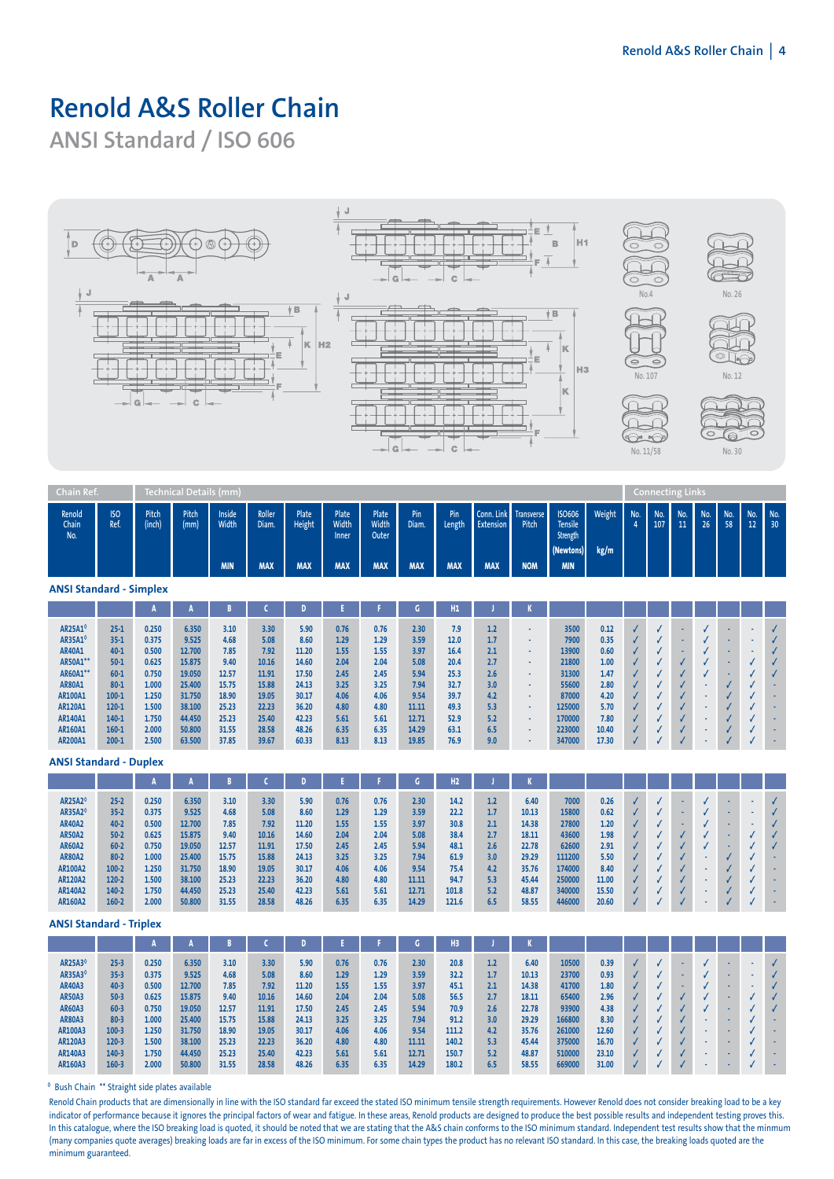# Renold A&S Roller Chain

## ANSI Standard / ISO 606

| Chain Ref. | | Technical Details (mm) | | | | | | | | | | | | | | Connecting Links | | | | | | |
|---|---|---|---|---|---|---|---|---|---|---|---|---|---|---|---|---|---|---|---|---|---|---|
| Renold Chain No. | ISO Ref. | Pitch (inch) | Pitch (mm) | Inside Width MIN | Roller Diam. MAX | Plate Height MAX | Plate Width Inner MAX | Plate Width Outer MAX | Pin Diam. MAX | Pin Length MAX | Conn. Link Extension MAX | Transverse Pitch NOM | ISO606 Tensile Strength (Newtons) MIN | Weight kg/m | No. 4 | No. 107 | No. 11 | No. 26 | No. 58 | No. 12 | No. 30 |

### ANSI Standard - Simplex

| | | A | A | B | C | D | E | F | G | H1 | J | K | | | | | | | | | |
|---|---|---|---|---|---|---|---|---|---|---|---|---|---|---|---|---|---|---|---|---|---|
| AR25A1° | 25-1 | 0.250 | 6.350 | 3.10 | 3.30 | 5.90 | 0.76 | 0.76 | 2.30 | 7.9 | 1.2 | - | 3500 | 0.12 | ✓ | ✓ | - | ✓ | - | - | ✓ |
| AR35A1° | 35-1 | 0.375 | 9.525 | 4.68 | 5.08 | 8.60 | 1.29 | 1.29 | 3.59 | 12.0 | 1.7 | - | 7900 | 0.35 | ✓ | ✓ | - | ✓ | - | - | ✓ |
| AR40A1 | 40-1 | 0.500 | 12.700 | 7.85 | 7.92 | 11.20 | 1.55 | 1.55 | 3.97 | 16.4 | 2.1 | - | 13900 | 0.60 | ✓ | ✓ | - | ✓ | - | - | ✓ |
| AR50A1** | 50-1 | 0.625 | 15.875 | 9.40 | 10.16 | 14.60 | 2.04 | 2.04 | 5.08 | 20.4 | 2.7 | - | 21800 | 1.00 | ✓ | ✓ | ✓ | ✓ | - | ✓ | ✓ |
| AR60A1** | 60-1 | 0.750 | 19.050 | 12.57 | 11.91 | 17.50 | 2.45 | 2.45 | 5.94 | 25.3 | 2.6 | - | 31300 | 1.47 | ✓ | ✓ | ✓ | ✓ | - | ✓ | ✓ |
| AR80A1 | 80-1 | 1.000 | 25.400 | 15.75 | 15.88 | 24.13 | 3.25 | 3.25 | 7.94 | 32.7 | 3.0 | - | 55600 | 2.80 | ✓ | ✓ | ✓ | - | ✓ | ✓ | - |
| AR100A1 | 100-1 | 1.250 | 31.750 | 18.90 | 19.05 | 30.17 | 4.06 | 4.06 | 9.54 | 39.7 | 4.2 | - | 87000 | 4.20 | ✓ | ✓ | ✓ | - | ✓ | ✓ | - |
| AR120A1 | 120-1 | 1.500 | 38.100 | 25.23 | 22.23 | 36.20 | 4.80 | 4.80 | 11.11 | 49.3 | 5.3 | - | 125000 | 5.70 | ✓ | ✓ | ✓ | - | ✓ | ✓ | - |
| AR140A1 | 140-1 | 1.750 | 44.450 | 25.23 | 25.40 | 42.23 | 5.61 | 5.61 | 12.71 | 52.9 | 5.2 | - | 170000 | 7.80 | ✓ | ✓ | ✓ | - | ✓ | ✓ | - |
| AR160A1 | 160-1 | 2.000 | 50.800 | 31.55 | 28.58 | 48.26 | 6.35 | 6.35 | 14.29 | 63.1 | 6.5 | - | 223000 | 10.40 | ✓ | ✓ | ✓ | - | ✓ | ✓ | - |
| AR200A1 | 200-1 | 2.500 | 63.500 | 37.85 | 39.67 | 60.33 | 8.13 | 8.13 | 19.85 | 76.9 | 9.0 | - | 347000 | 17.30 | ✓ | ✓ | ✓ | - | ✓ | ✓ | - |

### ANSI Standard - Duplex

| | | A | A | B | C | D | E | F | G | H2 | J | K | | | | | | | | | |
|---|---|---|---|---|---|---|---|---|---|---|---|---|---|---|---|---|---|---|---|---|---|
| AR25A2° | 25-2 | 0.250 | 6.350 | 3.10 | 3.30 | 5.90 | 0.76 | 0.76 | 2.30 | 14.2 | 1.2 | 6.40 | 7000 | 0.26 | ✓ | ✓ | - | ✓ | - | - | ✓ |
| AR35A2° | 35-2 | 0.375 | 9.525 | 4.68 | 5.08 | 8.60 | 1.29 | 1.29 | 3.59 | 22.2 | 1.7 | 10.13 | 15800 | 0.62 | ✓ | ✓ | - | ✓ | - | - | ✓ |
| AR40A2 | 40-2 | 0.500 | 12.700 | 7.85 | 7.92 | 11.20 | 1.55 | 1.55 | 3.97 | 30.8 | 2.1 | 14.38 | 27800 | 1.20 | ✓ | ✓ | - | ✓ | - | - | ✓ |
| AR50A2 | 50-2 | 0.625 | 15.875 | 9.40 | 10.16 | 14.60 | 2.04 | 2.04 | 5.08 | 38.4 | 2.7 | 18.11 | 43600 | 1.98 | ✓ | ✓ | ✓ | ✓ | - | ✓ | ✓ |
| AR60A2 | 60-2 | 0.750 | 19.050 | 12.57 | 11.91 | 17.50 | 2.45 | 2.45 | 5.94 | 48.1 | 2.6 | 22.78 | 62600 | 2.91 | ✓ | ✓ | ✓ | ✓ | - | ✓ | ✓ |
| AR80A2 | 80-2 | 1.000 | 25.400 | 15.75 | 15.88 | 24.13 | 3.25 | 3.25 | 7.94 | 61.9 | 3.0 | 29.29 | 111200 | 5.50 | ✓ | ✓ | ✓ | - | ✓ | ✓ | - |
| AR100A2 | 100-2 | 1.250 | 31.750 | 18.90 | 19.05 | 30.17 | 4.06 | 4.06 | 9.54 | 75.4 | 4.2 | 35.76 | 174000 | 8.40 | ✓ | ✓ | ✓ | - | ✓ | ✓ | - |
| AR120A2 | 120-2 | 1.500 | 38.100 | 25.23 | 22.23 | 36.20 | 4.80 | 4.80 | 11.11 | 94.7 | 5.3 | 45.44 | 250000 | 11.00 | ✓ | ✓ | ✓ | - | ✓ | ✓ | - |
| AR140A2 | 140-2 | 1.750 | 44.450 | 25.23 | 25.40 | 42.23 | 5.61 | 5.61 | 12.71 | 101.8 | 5.2 | 48.87 | 340000 | 15.50 | ✓ | ✓ | ✓ | - | ✓ | ✓ | - |
| AR160A2 | 160-2 | 2.000 | 50.800 | 31.55 | 28.58 | 48.26 | 6.35 | 6.35 | 14.29 | 121.6 | 6.5 | 58.55 | 446000 | 20.60 | ✓ | ✓ | ✓ | - | ✓ | ✓ | - |

### ANSI Standard - Triplex

| | | A | A | B | C | D | E | F | G | H3 | J | K | | | | | | | | | |
|---|---|---|---|---|---|---|---|---|---|---|---|---|---|---|---|---|---|---|---|---|---|
| AR25A3° | 25-3 | 0.250 | 6.350 | 3.10 | 3.30 | 5.90 | 0.76 | 0.76 | 2.30 | 20.8 | 1.2 | 6.40 | 10500 | 0.39 | ✓ | ✓ | - | ✓ | - | - | ✓ |
| AR35A3° | 35-3 | 0.375 | 9.525 | 4.68 | 5.08 | 8.60 | 1.29 | 1.29 | 3.59 | 32.2 | 1.7 | 10.13 | 23700 | 0.93 | ✓ | ✓ | - | ✓ | - | - | ✓ |
| AR40A3 | 40-3 | 0.500 | 12.700 | 7.85 | 7.92 | 11.20 | 1.55 | 1.55 | 3.97 | 45.1 | 2.1 | 14.38 | 41700 | 1.80 | ✓ | ✓ | - | ✓ | - | - | ✓ |
| AR50A3 | 50-3 | 0.625 | 15.875 | 9.40 | 10.16 | 14.60 | 2.04 | 2.04 | 5.08 | 56.5 | 2.7 | 18.11 | 65400 | 2.96 | ✓ | ✓ | ✓ | ✓ | - | ✓ | ✓ |
| AR60A3 | 60-3 | 0.750 | 19.050 | 12.57 | 11.91 | 17.50 | 2.45 | 2.45 | 5.94 | 70.9 | 2.6 | 22.78 | 93900 | 4.38 | ✓ | ✓ | ✓ | ✓ | - | ✓ | ✓ |
| AR80A3 | 80-3 | 1.000 | 25.400 | 15.75 | 15.88 | 24.13 | 3.25 | 3.25 | 7.94 | 91.2 | 3.0 | 29.29 | 166800 | 8.30 | ✓ | ✓ | ✓ | - | - | ✓ | - |
| AR100A3 | 100-3 | 1.250 | 31.750 | 18.90 | 19.05 | 30.17 | 4.06 | 4.06 | 9.54 | 111.2 | 4.2 | 35.76 | 261000 | 12.60 | ✓ | ✓ | ✓ | - | - | ✓ | - |
| AR120A3 | 120-3 | 1.500 | 38.100 | 25.23 | 22.23 | 36.20 | 4.80 | 4.80 | 11.11 | 140.2 | 5.3 | 45.44 | 375000 | 16.70 | ✓ | ✓ | ✓ | - | - | ✓ | - |
| AR140A3 | 140-3 | 1.750 | 44.450 | 25.23 | 25.40 | 42.23 | 5.61 | 5.61 | 12.71 | 150.7 | 5.2 | 48.87 | 510000 | 23.10 | ✓ | ✓ | ✓ | - | - | ✓ | - |
| AR160A3 | 160-3 | 2.000 | 50.800 | 31.55 | 28.58 | 48.26 | 6.35 | 6.35 | 14.29 | 180.2 | 6.5 | 58.55 | 669000 | 31.00 | ✓ | ✓ | ✓ | - | - | ✓ | - |

° Bush Chain ** Straight side plates available

Renold Chain products that are dimensionally in line with the ISO standard far exceed the stated ISO minimum tensile strength requirements. However Renold does not consider breaking load to be a key indicator of performance because it ignores the principal factors of wear and fatigue. In these areas, Renold products are designed to produce the best possible results and independent testing proves this. In this catalogue, where the ISO breaking load is quoted, it should be noted that we are stating that the A&S chain conforms to the ISO minimum standard. Independent test results show that the minimum (many companies quote averages) breaking loads are far in excess of the ISO minimum. For some chain types the product has no relevant ISO standard. In this case, the breaking loads quoted are the minimum guaranteed.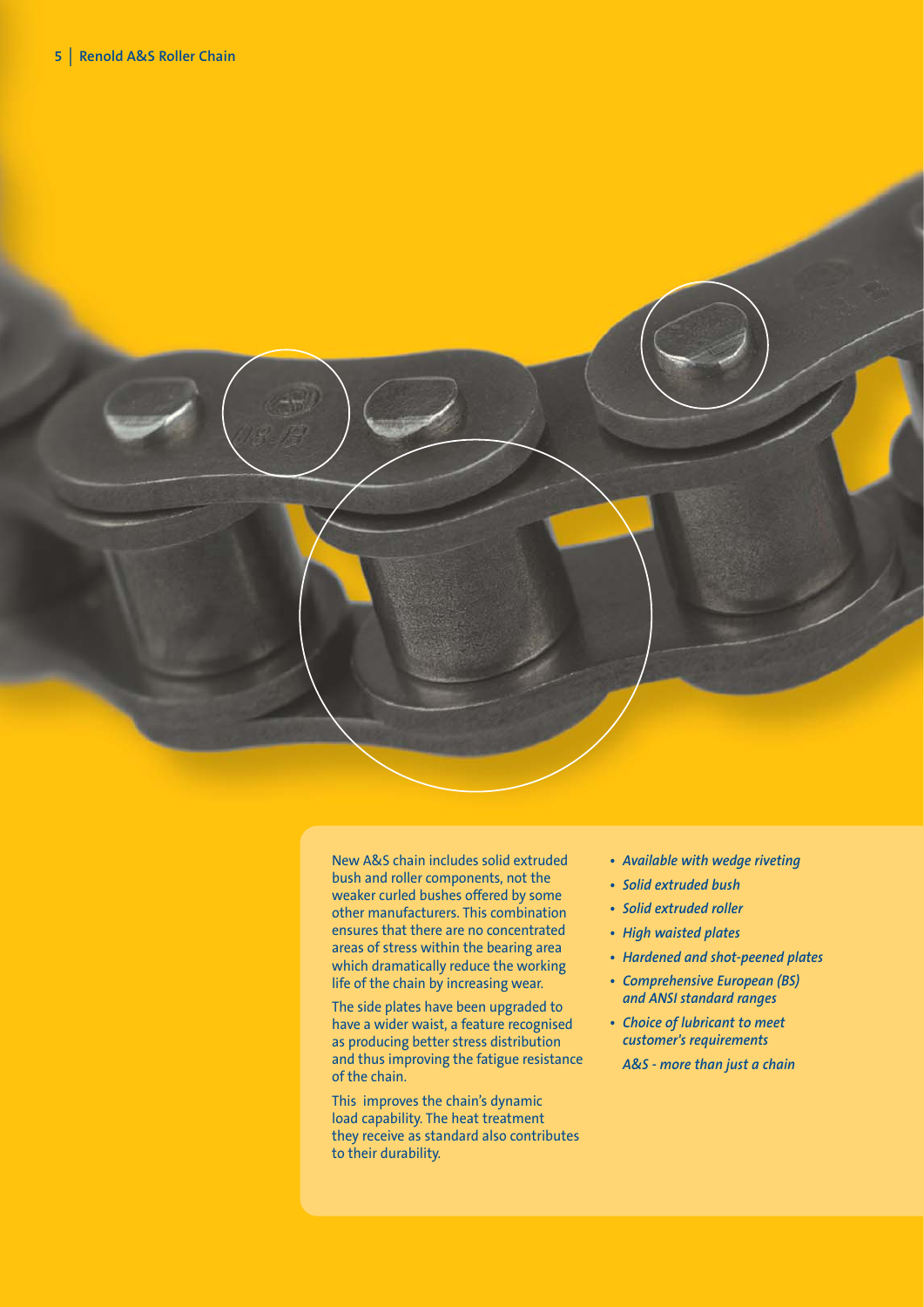New A&S chain includes solid extruded bush and roller components, not the weaker curled bushes offered by some other manufacturers. This combination ensures that there are no concentrated areas of stress within the bearing area which dramatically reduce the working life of the chain by increasing wear.

The side plates have been upgraded to have a wider waist, a feature recognised as producing better stress distribution and thus improving the fatigue resistance of the chain.

This improves the chain's dynamic load capability. The heat treatment they receive as standard also contributes to their durability.

- *Available with wedge riveting*
- *Solid extruded bush*
- *Solid extruded roller*
- *High waisted plates*
- *Hardened and shot-peened plates*
- *Comprehensive European (BS) and ANSI standard ranges*
- *Choice of lubricant to meet customer's requirements*

*A&S - more than just a chain*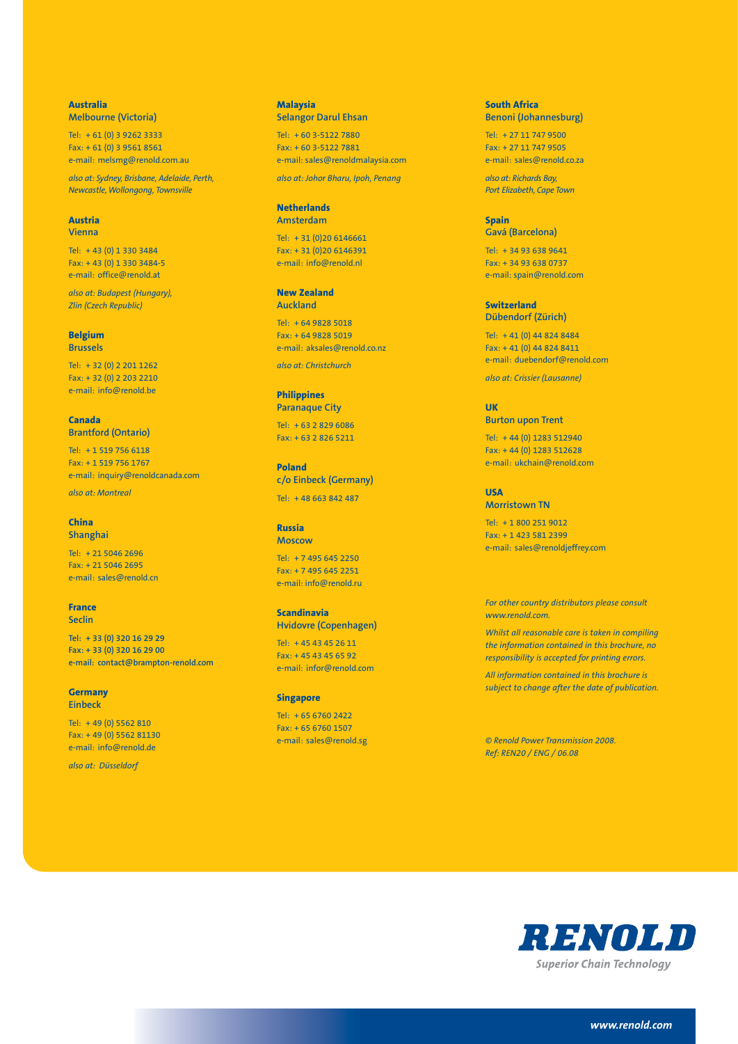**Australia**
**Melbourne (Victoria)**

Tel: + 61 (0) 3 9262 3333
Fax: + 61 (0) 3 9561 8561
e-mail: melsmg@renold.com.au

*also at: Sydney, Brisbane, Adelaide, Perth, Newcastle, Wollongong, Townsville*

**Austria**
**Vienna**

Tel: + 43 (0) 1 330 3484
Fax: + 43 (0) 1 330 3484-5
e-mail: office@renold.at

*also at: Budapest (Hungary), Zlin (Czech Republic)*

**Belgium**
**Brussels**

Tel: + 32 (0) 2 201 1262
Fax: + 32 (0) 2 203 2210
e-mail: info@renold.be

**Canada**
**Brantford (Ontario)**

Tel: + 1 519 756 6118
Fax: + 1 519 756 1767
e-mail: inquiry@renoldcanada.com

*also at: Montreal*

**China**
**Shanghai**

Tel: + 21 5046 2696
Fax: + 21 5046 2695
e-mail: sales@renold.cn

**France**
**Seclin**

Tel: + 33 (0) 320 16 29 29
Fax: + 33 (0) 320 16 29 00
e-mail: contact@brampton-renold.com

**Germany**
**Einbeck**

Tel: + 49 (0) 5562 810
Fax: + 49 (0) 5562 81130
e-mail: info@renold.de

*also at: Düsseldorf*

**Malaysia**
**Selangor Darul Ehsan**

Tel: + 60 3-5122 7880
Fax: + 60 3-5122 7881
e-mail: sales@renoldmalaysia.com

*also at: Johor Bharu, Ipoh, Penang*

**Netherlands**
**Amsterdam**

Tel: + 31 (0)20 6146661
Fax: + 31 (0)20 6146391
e-mail: info@renold.nl

**New Zealand**
**Auckland**

Tel: + 64 9828 5018
Fax: + 64 9828 5019
e-mail: aksales@renold.co.nz

*also at: Christchurch*

**Philippines**
**Paranaque City**

Tel: + 63 2 829 6086
Fax: + 63 2 826 5211

**Poland**
**c/o Einbeck (Germany)**

Tel: + 48 663 842 487

**Russia**
**Moscow**

Tel: + 7 495 645 2250
Fax: + 7 495 645 2251
e-mail: info@renold.ru

**Scandinavia**
**Hvidovre (Copenhagen)**

Tel: + 45 43 45 26 11
Fax: + 45 43 45 65 92
e-mail: infor@renold.com

**Singapore**

Tel: + 65 6760 2422
Fax: + 65 6760 1507
e-mail: sales@renold.sg

**South Africa**
**Benoni (Johannesburg)**

Tel: + 27 11 747 9500
Fax: + 27 11 747 9505
e-mail: sales@renold.co.za

*also at: Richards Bay, Port Elizabeth, Cape Town*

**Spain**
**Gavá (Barcelona)**

Tel: + 34 93 638 9641
Fax: + 34 93 638 0737
e-mail: spain@renold.com

**Switzerland**
**Dübendorf (Zürich)**

Tel: + 41 (0) 44 824 8484
Fax: + 41 (0) 44 824 8411
e-mail: duebendorf@renold.com

*also at: Crissier (Lausanne)*

**UK**
**Burton upon Trent**

Tel: + 44 (0) 1283 512940
Fax: + 44 (0) 1283 512628
e-mail: ukchain@renold.com

**USA**
**Morristown TN**

Tel: + 1 800 251 9012
Fax: + 1 423 581 2399
e-mail: sales@renoldjeffrey.com

*For other country distributors please consult www.renold.com.*

*Whilst all reasonable care is taken in compiling the information contained in this brochure, no responsibility is accepted for printing errors.*

*All information contained in this brochure is subject to change after the date of publication.*

*© Renold Power Transmission 2008.*
*Ref: REN20 / ENG / 06.08*

**RENOLD**
*Superior Chain Technology*

*www.renold.com*